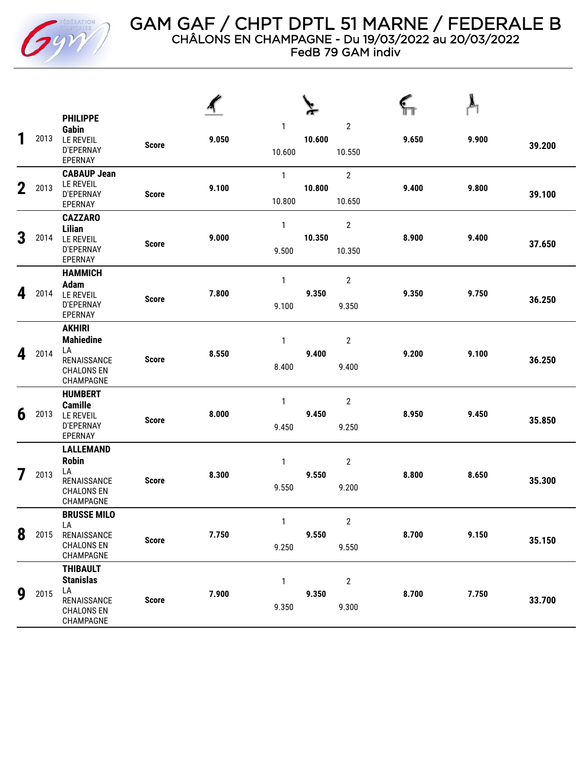# GAM GAF / CHPT DPTL 51 MARNE / FEDERALE B

CHÂLONS EN CHAMPAGNE - Du 19/03/2022 au 20/03/2022

FedB 79 GAM indiv

| Rang | Année | Nom / Club | | Sol | Saut 1 | Saut | Saut 2 | Arçons | Barres parallèles | Total |
|---|---|---|---|---|---|---|---|---|---|---|
| 1 | 2013 | **PHILIPPE Gabin** LE REVEIL D'EPERNAY EPERNAY | Score | 9.050 | 10.600 | 10.600 | 10.550 | 9.650 | 9.900 | 39.200 |
| 2 | 2013 | **CABAUP Jean** LE REVEIL D'EPERNAY EPERNAY | Score | 9.100 | 10.800 | 10.800 | 10.650 | 9.400 | 9.800 | 39.100 |
| 3 | 2014 | **CAZZARO Lilian** LE REVEIL D'EPERNAY EPERNAY | Score | 9.000 | 9.500 | 10.350 | 10.350 | 8.900 | 9.400 | 37.650 |
| 4 | 2014 | **HAMMICH Adam** LE REVEIL D'EPERNAY EPERNAY | Score | 7.800 | 9.100 | 9.350 | 9.350 | 9.350 | 9.750 | 36.250 |
| 4 | 2014 | **AKHIRI Mahiedine** LA RENAISSANCE CHALONS EN CHAMPAGNE | Score | 8.550 | 8.400 | 9.400 | 9.400 | 9.200 | 9.100 | 36.250 |
| 6 | 2013 | **HUMBERT Camille** LE REVEIL D'EPERNAY EPERNAY | Score | 8.000 | 9.450 | 9.450 | 9.250 | 8.950 | 9.450 | 35.850 |
| 7 | 2013 | **LALLEMAND Robin** LA RENAISSANCE CHALONS EN CHAMPAGNE | Score | 8.300 | 9.550 | 9.550 | 9.200 | 8.800 | 8.650 | 35.300 |
| 8 | 2015 | **BRUSSE MILO** LA RENAISSANCE CHALONS EN CHAMPAGNE | Score | 7.750 | 9.250 | 9.550 | 9.550 | 8.700 | 9.150 | 35.150 |
| 9 | 2015 | **THIBAULT Stanislas** LA RENAISSANCE CHALONS EN CHAMPAGNE | Score | 7.900 | 9.350 | 9.350 | 9.300 | 8.700 | 7.750 | 33.700 |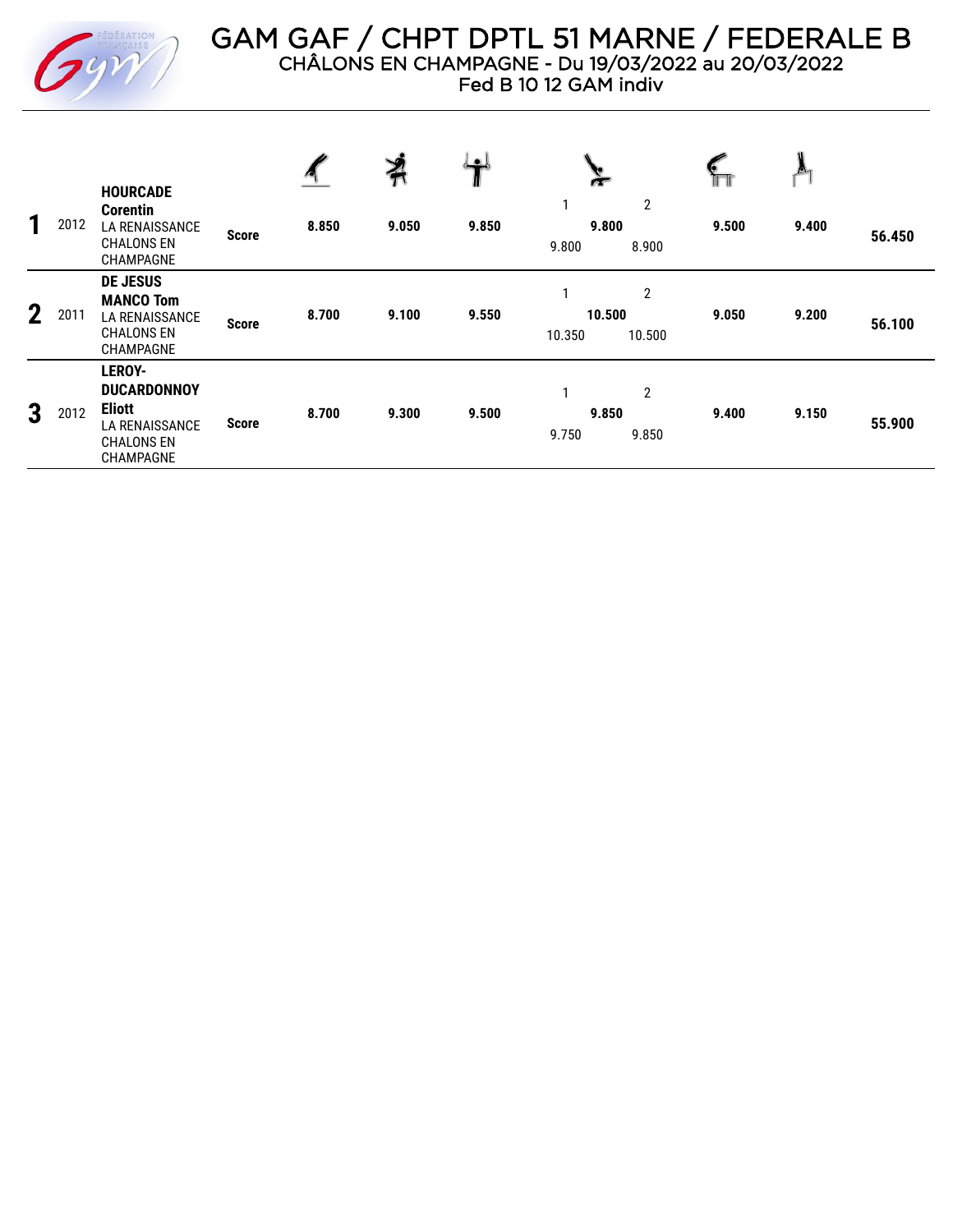# GAM GAF / CHPT DPTL 51 MARNE / FEDERALE B

CHÂLONS EN CHAMPAGNE - Du 19/03/2022 au 20/03/2022

Fed B 10 12 GAM indiv

| Rang | Année | Gymnaste / Club | | Sol | Arçons | Anneaux | Saut | Barres parallèles | Barre fixe | Total |
|---|---|---|---|---|---|---|---|---|---|---|
| 1 | 2012 | **HOURCADE Corentin** LA RENAISSANCE CHALONS EN CHAMPAGNE | **Score** | **8.850** | **9.050** | **9.850** | 1: 9.800 / 2: 8.900 — **9.800** | **9.500** | **9.400** | **56.450** |
| 2 | 2011 | **DE JESUS MANCO Tom** LA RENAISSANCE CHALONS EN CHAMPAGNE | **Score** | **8.700** | **9.100** | **9.550** | 1: 10.350 / 2: 10.500 — **10.500** | **9.050** | **9.200** | **56.100** |
| 3 | 2012 | **LEROY-DUCARDONNOY Eliott** LA RENAISSANCE CHALONS EN CHAMPAGNE | **Score** | **8.700** | **9.300** | **9.500** | 1: 9.750 / 2: 9.850 — **9.850** | **9.400** | **9.150** | **55.900** |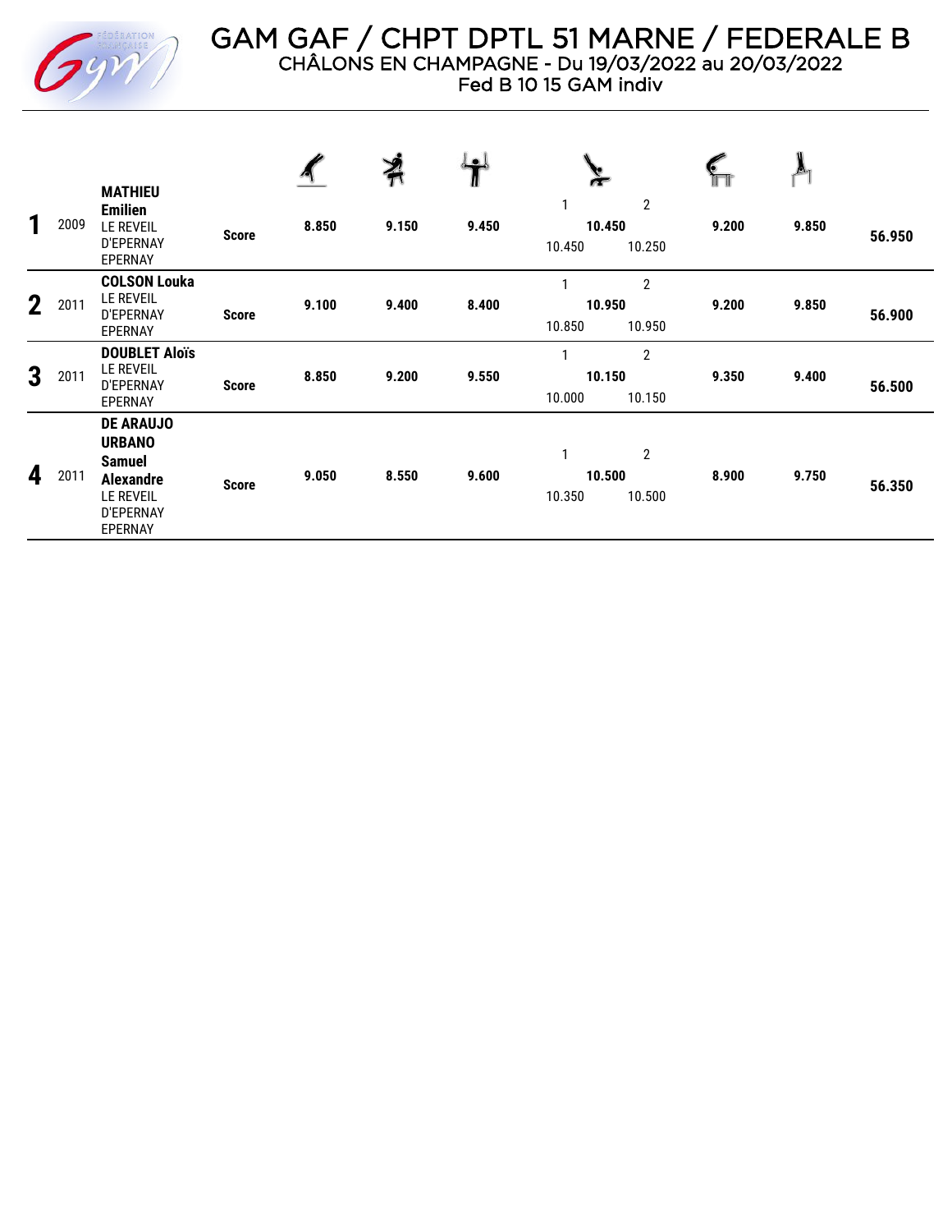# GAM GAF / CHPT DPTL 51 MARNE / FEDERALE B

CHÂLONS EN CHAMPAGNE - Du 19/03/2022 au 20/03/2022

Fed B 10 15 GAM indiv

| | | | | | | | | | | | |
|---|---|---|---|---|---|---|---|---|---|---|---|
| **1** | 2009 | **MATHIEU Emilien** LE REVEIL D'EPERNAY EPERNAY | **Score** | **8.850** | **9.150** | **9.450** | 1: 10.450 / 2: 10.250 → **10.450** | **9.200** | **9.850** | **56.950** |
| **2** | 2011 | **COLSON Louka** LE REVEIL D'EPERNAY EPERNAY | **Score** | **9.100** | **9.400** | **8.400** | 1: 10.850 / 2: 10.950 → **10.950** | **9.200** | **9.850** | **56.900** |
| **3** | 2011 | **DOUBLET Aloïs** LE REVEIL D'EPERNAY EPERNAY | **Score** | **8.850** | **9.200** | **9.550** | 1: 10.000 / 2: 10.150 → **10.150** | **9.350** | **9.400** | **56.500** |
| **4** | 2011 | **DE ARAUJO URBANO Samuel Alexandre** LE REVEIL D'EPERNAY EPERNAY | **Score** | **9.050** | **8.550** | **9.600** | 1: 10.350 / 2: 10.500 → **10.500** | **8.900** | **9.750** | **56.350** |